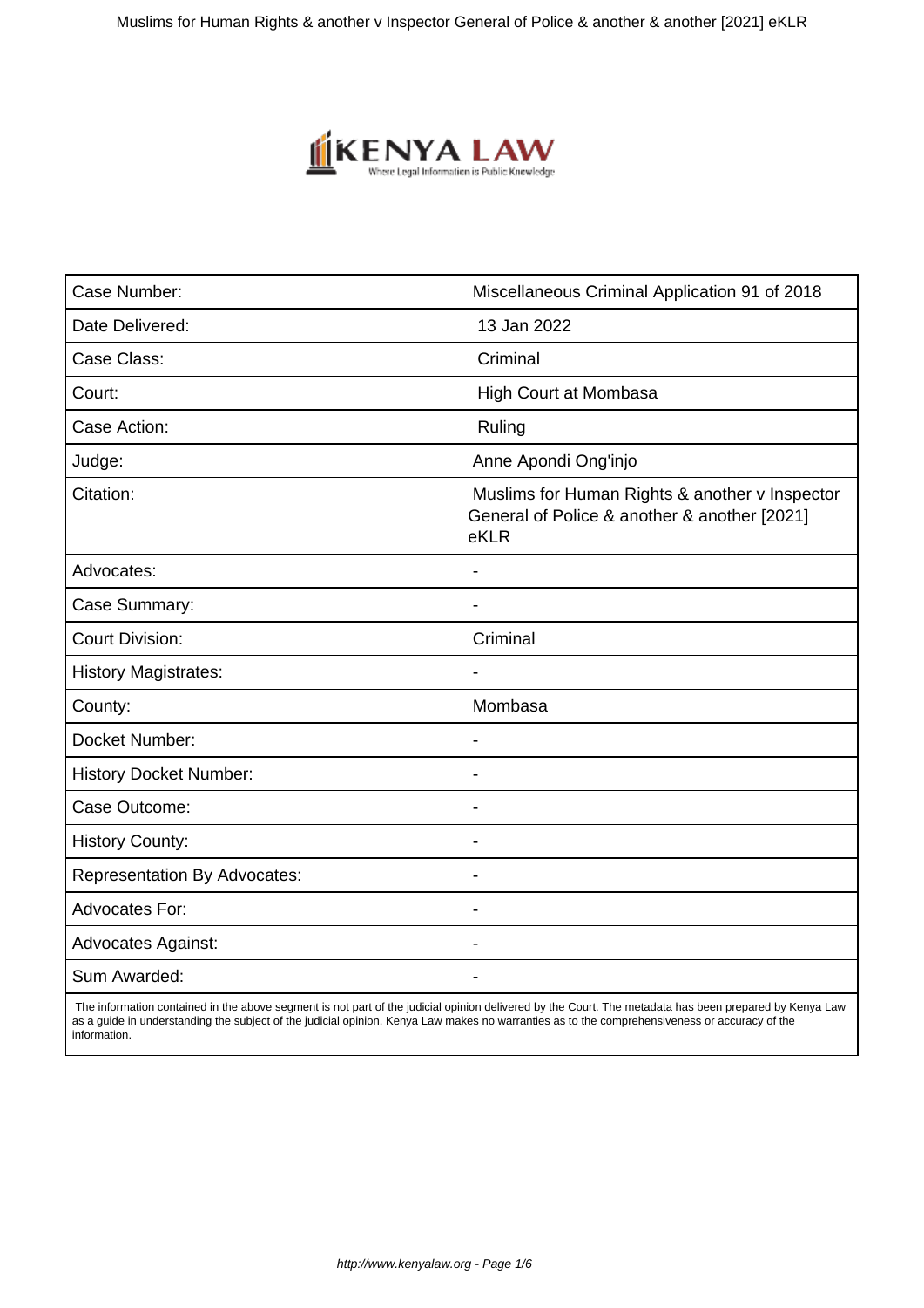| | |
|---|---|
| Case Number: | Miscellaneous Criminal Application 91 of 2018 |
| Date Delivered: | 13 Jan 2022 |
| Case Class: | Criminal |
| Court: | High Court at Mombasa |
| Case Action: | Ruling |
| Judge: | Anne Apondi Ong'injo |
| Citation: | Muslims for Human Rights & another v Inspector General of Police & another & another [2021] eKLR |
| Advocates: | - |
| Case Summary: | - |
| Court Division: | Criminal |
| History Magistrates: | - |
| County: | Mombasa |
| Docket Number: | - |
| History Docket Number: | - |
| Case Outcome: | - |
| History County: | - |
| Representation By Advocates: | - |
| Advocates For: | - |
| Advocates Against: | - |
| Sum Awarded: | - |

The information contained in the above segment is not part of the judicial opinion delivered by the Court. The metadata has been prepared by Kenya Law as a guide in understanding the subject of the judicial opinion. Kenya Law makes no warranties as to the comprehensiveness or accuracy of the information.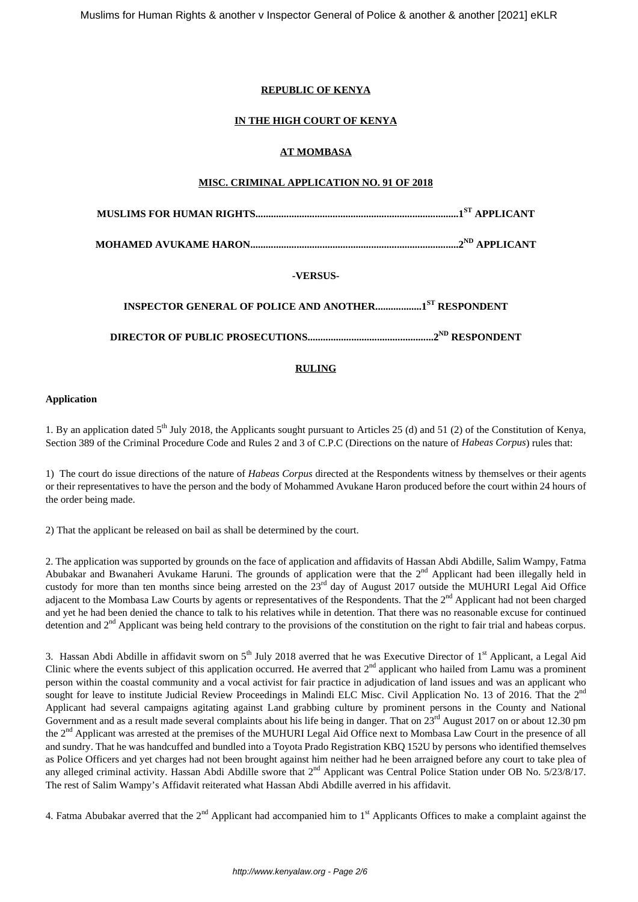**REPUBLIC OF KENYA**

**IN THE HIGH COURT OF KENYA**

**AT MOMBASA**

**MISC. CRIMINAL APPLICATION NO. 91 OF 2018**

**MUSLIMS FOR HUMAN RIGHTS..............................................................................1[ST] APPLICANT**

**MOHAMED AVUKAME HARON................................................................................2[ND] APPLICANT**

**-VERSUS-**

**INSPECTOR GENERAL OF POLICE AND ANOTHER..................1[ST] RESPONDENT**

**DIRECTOR OF PUBLIC PROSECUTIONS................................................2[ND] RESPONDENT**

**RULING**

**Application**

1. By an application dated 5[th] July 2018, the Applicants sought pursuant to Articles 25 (d) and 51 (2) of the Constitution of Kenya, Section 389 of the Criminal Procedure Code and Rules 2 and 3 of C.P.C (Directions on the nature of *Habeas Corpus*) rules that:

1) The court do issue directions of the nature of *Habeas Corpus* directed at the Respondents witness by themselves or their agents or their representatives to have the person and the body of Mohammed Avukane Haron produced before the court within 24 hours of the order being made.

2) That the applicant be released on bail as shall be determined by the court.

2. The application was supported by grounds on the face of application and affidavits of Hassan Abdi Abdille, Salim Wampy, Fatma Abubakar and Bwanaheri Avukame Haruni. The grounds of application were that the 2[nd] Applicant had been illegally held in custody for more than ten months since being arrested on the 23[rd] day of August 2017 outside the MUHURI Legal Aid Office adjacent to the Mombasa Law Courts by agents or representatives of the Respondents. That the 2[nd] Applicant had not been charged and yet he had been denied the chance to talk to his relatives while in detention. That there was no reasonable excuse for continued detention and 2[nd] Applicant was being held contrary to the provisions of the constitution on the right to fair trial and habeas corpus.

3. Hassan Abdi Abdille in affidavit sworn on 5[th] July 2018 averred that he was Executive Director of 1[st] Applicant, a Legal Aid Clinic where the events subject of this application occurred. He averred that 2[nd] applicant who hailed from Lamu was a prominent person within the coastal community and a vocal activist for fair practice in adjudication of land issues and was an applicant who sought for leave to institute Judicial Review Proceedings in Malindi ELC Misc. Civil Application No. 13 of 2016. That the 2[nd] Applicant had several campaigns agitating against Land grabbing culture by prominent persons in the County and National Government and as a result made several complaints about his life being in danger. That on 23[rd] August 2017 on or about 12.30 pm the 2[nd] Applicant was arrested at the premises of the MUHURI Legal Aid Office next to Mombasa Law Court in the presence of all and sundry. That he was handcuffed and bundled into a Toyota Prado Registration KBQ 152U by persons who identified themselves as Police Officers and yet charges had not been brought against him neither had he been arraigned before any court to take plea of any alleged criminal activity. Hassan Abdi Abdille swore that 2[nd] Applicant was Central Police Station under OB No. 5/23/8/17. The rest of Salim Wampy's Affidavit reiterated what Hassan Abdi Abdille averred in his affidavit.

4. Fatma Abubakar averred that the 2[nd] Applicant had accompanied him to 1[st] Applicants Offices to make a complaint against the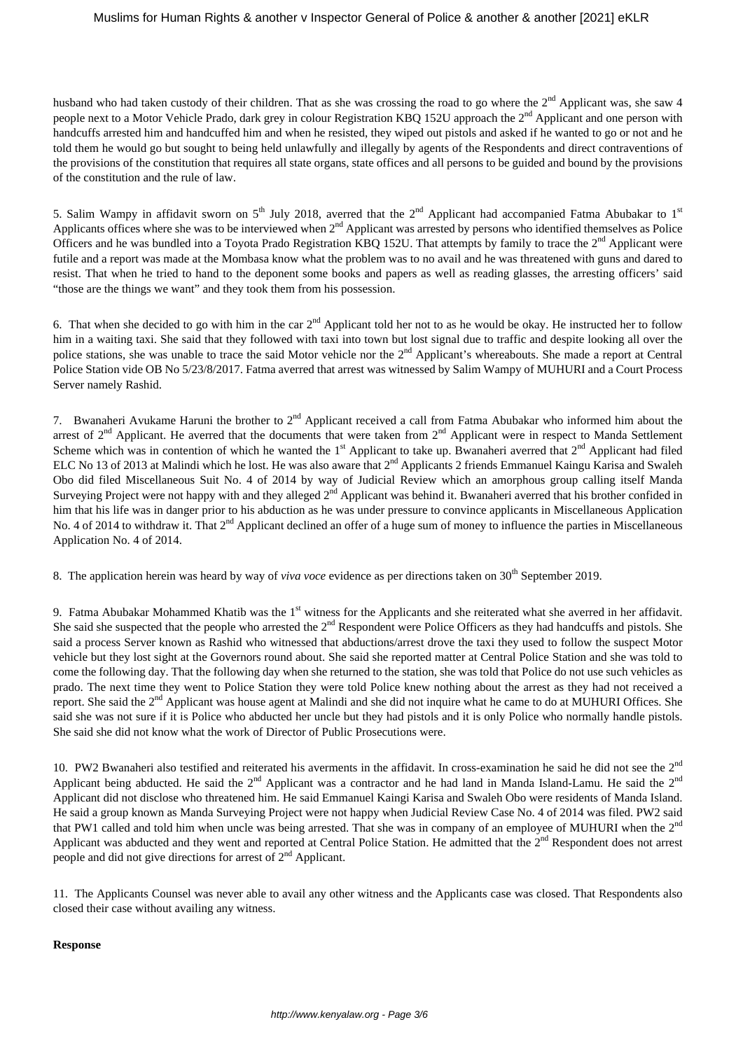husband who had taken custody of their children. That as she was crossing the road to go where the 2nd Applicant was, she saw 4 people next to a Motor Vehicle Prado, dark grey in colour Registration KBQ 152U approach the 2nd Applicant and one person with handcuffs arrested him and handcuffed him and when he resisted, they wiped out pistols and asked if he wanted to go or not and he told them he would go but sought to being held unlawfully and illegally by agents of the Respondents and direct contraventions of the provisions of the constitution that requires all state organs, state offices and all persons to be guided and bound by the provisions of the constitution and the rule of law.

5. Salim Wampy in affidavit sworn on 5th July 2018, averred that the 2nd Applicant had accompanied Fatma Abubakar to 1st Applicants offices where she was to be interviewed when 2nd Applicant was arrested by persons who identified themselves as Police Officers and he was bundled into a Toyota Prado Registration KBQ 152U. That attempts by family to trace the 2nd Applicant were futile and a report was made at the Mombasa know what the problem was to no avail and he was threatened with guns and dared to resist. That when he tried to hand to the deponent some books and papers as well as reading glasses, the arresting officers' said "those are the things we want" and they took them from his possession.

6. That when she decided to go with him in the car 2nd Applicant told her not to as he would be okay. He instructed her to follow him in a waiting taxi. She said that they followed with taxi into town but lost signal due to traffic and despite looking all over the police stations, she was unable to trace the said Motor vehicle nor the 2nd Applicant's whereabouts. She made a report at Central Police Station vide OB No 5/23/8/2017. Fatma averred that arrest was witnessed by Salim Wampy of MUHURI and a Court Process Server namely Rashid.

7. Bwanaheri Avukame Haruni the brother to 2nd Applicant received a call from Fatma Abubakar who informed him about the arrest of 2nd Applicant. He averred that the documents that were taken from 2nd Applicant were in respect to Manda Settlement Scheme which was in contention of which he wanted the 1st Applicant to take up. Bwanaheri averred that 2nd Applicant had filed ELC No 13 of 2013 at Malindi which he lost. He was also aware that 2nd Applicants 2 friends Emmanuel Kaingu Karisa and Swaleh Obo did filed Miscellaneous Suit No. 4 of 2014 by way of Judicial Review which an amorphous group calling itself Manda Surveying Project were not happy with and they alleged 2nd Applicant was behind it. Bwanaheri averred that his brother confided in him that his life was in danger prior to his abduction as he was under pressure to convince applicants in Miscellaneous Application No. 4 of 2014 to withdraw it. That 2nd Applicant declined an offer of a huge sum of money to influence the parties in Miscellaneous Application No. 4 of 2014.

8. The application herein was heard by way of *viva voce* evidence as per directions taken on 30th September 2019.

9. Fatma Abubakar Mohammed Khatib was the 1st witness for the Applicants and she reiterated what she averred in her affidavit. She said she suspected that the people who arrested the 2nd Respondent were Police Officers as they had handcuffs and pistols. She said a process Server known as Rashid who witnessed that abductions/arrest drove the taxi they used to follow the suspect Motor vehicle but they lost sight at the Governors round about. She said she reported matter at Central Police Station and she was told to come the following day. That the following day when she returned to the station, she was told that Police do not use such vehicles as prado. The next time they went to Police Station they were told Police knew nothing about the arrest as they had not received a report. She said the 2nd Applicant was house agent at Malindi and she did not inquire what he came to do at MUHURI Offices. She said she was not sure if it is Police who abducted her uncle but they had pistols and it is only Police who normally handle pistols. She said she did not know what the work of Director of Public Prosecutions were.

10. PW2 Bwanaheri also testified and reiterated his averments in the affidavit. In cross-examination he said he did not see the 2nd Applicant being abducted. He said the 2nd Applicant was a contractor and he had land in Manda Island-Lamu. He said the 2nd Applicant did not disclose who threatened him. He said Emmanuel Kaingi Karisa and Swaleh Obo were residents of Manda Island. He said a group known as Manda Surveying Project were not happy when Judicial Review Case No. 4 of 2014 was filed. PW2 said that PW1 called and told him when uncle was being arrested. That she was in company of an employee of MUHURI when the 2nd Applicant was abducted and they went and reported at Central Police Station. He admitted that the 2nd Respondent does not arrest people and did not give directions for arrest of 2nd Applicant.

11. The Applicants Counsel was never able to avail any other witness and the Applicants case was closed. That Respondents also closed their case without availing any witness.

**Response**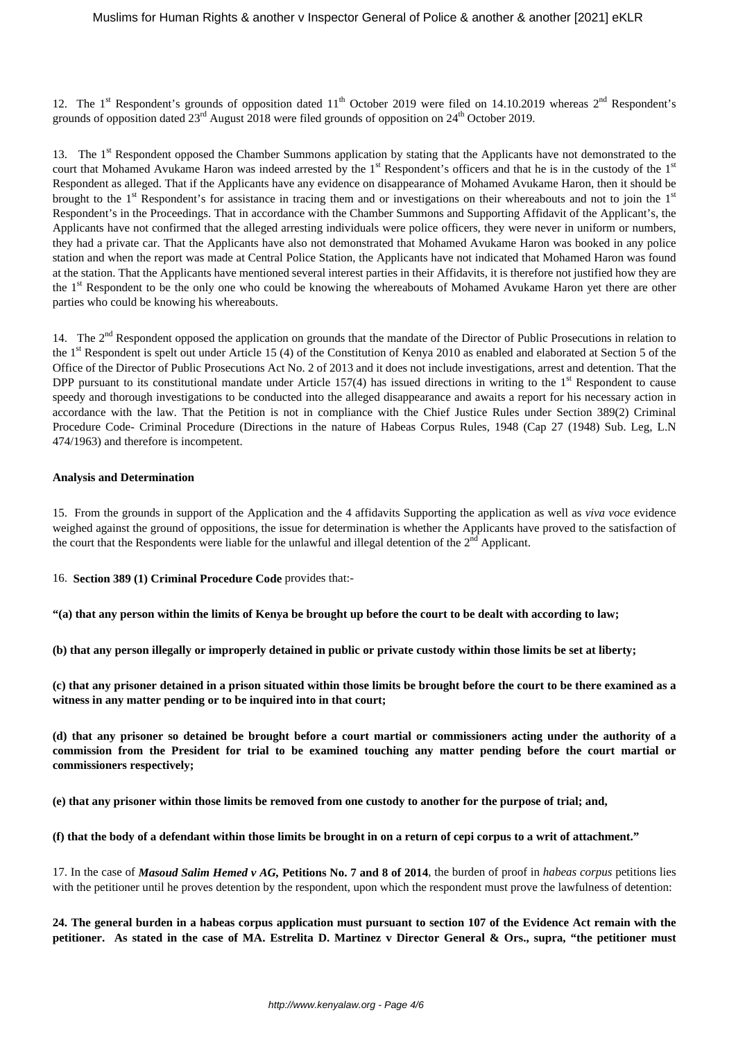12. The 1st Respondent's grounds of opposition dated 11th October 2019 were filed on 14.10.2019 whereas 2nd Respondent's grounds of opposition dated 23rd August 2018 were filed grounds of opposition on 24th October 2019.

13. The 1st Respondent opposed the Chamber Summons application by stating that the Applicants have not demonstrated to the court that Mohamed Avukame Haron was indeed arrested by the 1st Respondent's officers and that he is in the custody of the 1st Respondent as alleged. That if the Applicants have any evidence on disappearance of Mohamed Avukame Haron, then it should be brought to the 1st Respondent's for assistance in tracing them and or investigations on their whereabouts and not to join the 1st Respondent's in the Proceedings. That in accordance with the Chamber Summons and Supporting Affidavit of the Applicant's, the Applicants have not confirmed that the alleged arresting individuals were police officers, they were never in uniform or numbers, they had a private car. That the Applicants have also not demonstrated that Mohamed Avukame Haron was booked in any police station and when the report was made at Central Police Station, the Applicants have not indicated that Mohamed Haron was found at the station. That the Applicants have mentioned several interest parties in their Affidavits, it is therefore not justified how they are the 1st Respondent to be the only one who could be knowing the whereabouts of Mohamed Avukame Haron yet there are other parties who could be knowing his whereabouts.

14. The 2nd Respondent opposed the application on grounds that the mandate of the Director of Public Prosecutions in relation to the 1st Respondent is spelt out under Article 15 (4) of the Constitution of Kenya 2010 as enabled and elaborated at Section 5 of the Office of the Director of Public Prosecutions Act No. 2 of 2013 and it does not include investigations, arrest and detention. That the DPP pursuant to its constitutional mandate under Article 157(4) has issued directions in writing to the 1st Respondent to cause speedy and thorough investigations to be conducted into the alleged disappearance and awaits a report for his necessary action in accordance with the law. That the Petition is not in compliance with the Chief Justice Rules under Section 389(2) Criminal Procedure Code- Criminal Procedure (Directions in the nature of Habeas Corpus Rules, 1948 (Cap 27 (1948) Sub. Leg, L.N 474/1963) and therefore is incompetent.

**Analysis and Determination**

15. From the grounds in support of the Application and the 4 affidavits Supporting the application as well as *viva voce* evidence weighed against the ground of oppositions, the issue for determination is whether the Applicants have proved to the satisfaction of the court that the Respondents were liable for the unlawful and illegal detention of the 2nd Applicant.

16. **Section 389 (1) Criminal Procedure Code** provides that:-

**"(a) that any person within the limits of Kenya be brought up before the court to be dealt with according to law;**

**(b) that any person illegally or improperly detained in public or private custody within those limits be set at liberty;**

**(c) that any prisoner detained in a prison situated within those limits be brought before the court to be there examined as a witness in any matter pending or to be inquired into in that court;**

**(d) that any prisoner so detained be brought before a court martial or commissioners acting under the authority of a commission from the President for trial to be examined touching any matter pending before the court martial or commissioners respectively;**

**(e) that any prisoner within those limits be removed from one custody to another for the purpose of trial; and,**

**(f) that the body of a defendant within those limits be brought in on a return of cepi corpus to a writ of attachment."**

17. In the case of ***Masoud Salim Hemed v AG*, Petitions No. 7 and 8 of 2014**, the burden of proof in *habeas corpus* petitions lies with the petitioner until he proves detention by the respondent, upon which the respondent must prove the lawfulness of detention:

**24. The general burden in a habeas corpus application must pursuant to section 107 of the Evidence Act remain with the petitioner. As stated in the case of MA. Estrelita D. Martinez v Director General & Ors., supra, "the petitioner must**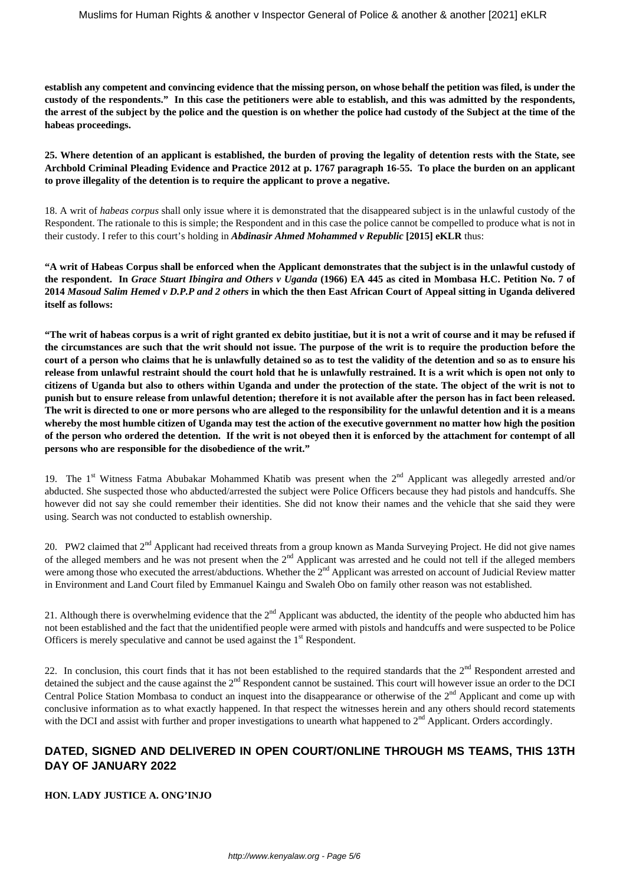**establish any competent and convincing evidence that the missing person, on whose behalf the petition was filed, is under the custody of the respondents." In this case the petitioners were able to establish, and this was admitted by the respondents, the arrest of the subject by the police and the question is on whether the police had custody of the Subject at the time of the habeas proceedings.**

**25. Where detention of an applicant is established, the burden of proving the legality of detention rests with the State, see Archbold Criminal Pleading Evidence and Practice 2012 at p. 1767 paragraph 16-55. To place the burden on an applicant to prove illegality of the detention is to require the applicant to prove a negative.**

18. A writ of *habeas corpus* shall only issue where it is demonstrated that the disappeared subject is in the unlawful custody of the Respondent. The rationale to this is simple; the Respondent and in this case the police cannot be compelled to produce what is not in their custody. I refer to this court's holding in ***Abdinasir Ahmed Mohammed v Republic* [2015] eKLR** thus:

**"A writ of Habeas Corpus shall be enforced when the Applicant demonstrates that the subject is in the unlawful custody of the respondent. In *Grace Stuart Ibingira and Others v Uganda* (1966) EA 445 as cited in Mombasa H.C. Petition No. 7 of 2014 *Masoud Salim Hemed v D.P.P and 2 others* in which the then East African Court of Appeal sitting in Uganda delivered itself as follows:**

**"The writ of habeas corpus is a writ of right granted ex debito justitiae, but it is not a writ of course and it may be refused if the circumstances are such that the writ should not issue. The purpose of the writ is to require the production before the court of a person who claims that he is unlawfully detained so as to test the validity of the detention and so as to ensure his release from unlawful restraint should the court hold that he is unlawfully restrained. It is a writ which is open not only to citizens of Uganda but also to others within Uganda and under the protection of the state. The object of the writ is not to punish but to ensure release from unlawful detention; therefore it is not available after the person has in fact been released. The writ is directed to one or more persons who are alleged to the responsibility for the unlawful detention and it is a means whereby the most humble citizen of Uganda may test the action of the executive government no matter how high the position of the person who ordered the detention. If the writ is not obeyed then it is enforced by the attachment for contempt of all persons who are responsible for the disobedience of the writ."**

19. The 1st Witness Fatma Abubakar Mohammed Khatib was present when the 2nd Applicant was allegedly arrested and/or abducted. She suspected those who abducted/arrested the subject were Police Officers because they had pistols and handcuffs. She however did not say she could remember their identities. She did not know their names and the vehicle that she said they were using. Search was not conducted to establish ownership.

20. PW2 claimed that 2nd Applicant had received threats from a group known as Manda Surveying Project. He did not give names of the alleged members and he was not present when the 2nd Applicant was arrested and he could not tell if the alleged members were among those who executed the arrest/abductions. Whether the 2nd Applicant was arrested on account of Judicial Review matter in Environment and Land Court filed by Emmanuel Kaingu and Swaleh Obo on family other reason was not established.

21. Although there is overwhelming evidence that the 2nd Applicant was abducted, the identity of the people who abducted him has not been established and the fact that the unidentified people were armed with pistols and handcuffs and were suspected to be Police Officers is merely speculative and cannot be used against the 1st Respondent.

22. In conclusion, this court finds that it has not been established to the required standards that the 2nd Respondent arrested and detained the subject and the cause against the 2nd Respondent cannot be sustained. This court will however issue an order to the DCI Central Police Station Mombasa to conduct an inquest into the disappearance or otherwise of the 2nd Applicant and come up with conclusive information as to what exactly happened. In that respect the witnesses herein and any others should record statements with the DCI and assist with further and proper investigations to unearth what happened to 2nd Applicant. Orders accordingly.

## DATED, SIGNED AND DELIVERED IN OPEN COURT/ONLINE THROUGH MS TEAMS, THIS 13TH DAY OF JANUARY 2022

**HON. LADY JUSTICE A. ONG'INJO**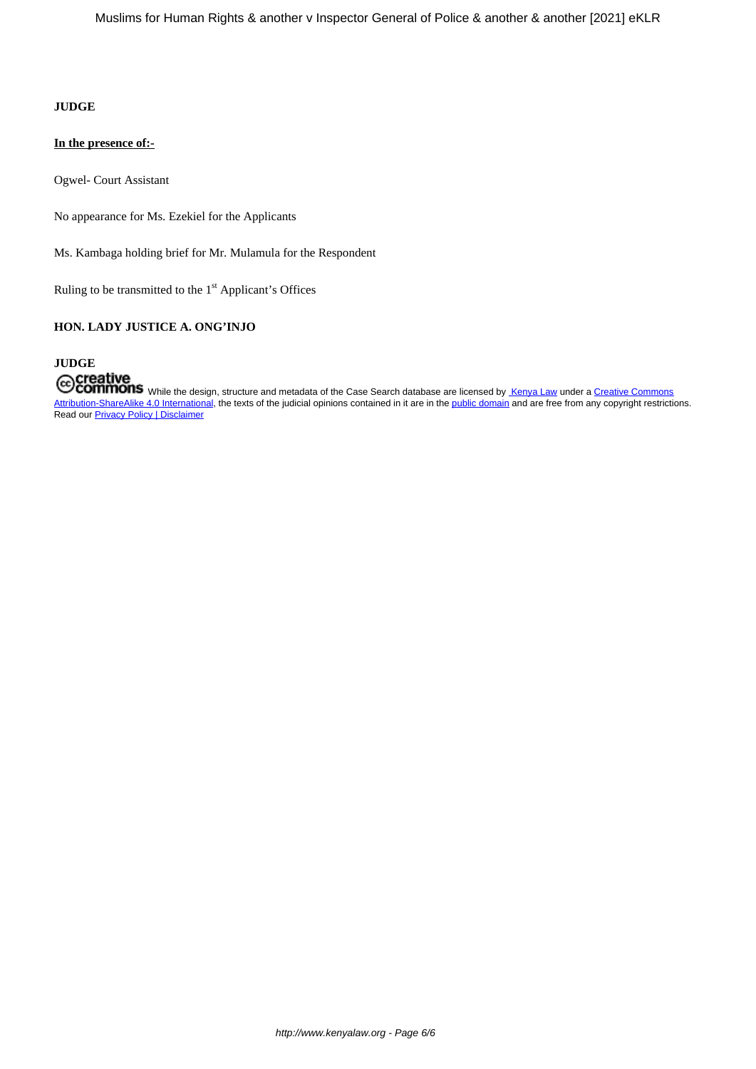**JUDGE**

**In the presence of:-**

Ogwel- Court Assistant

No appearance for Ms. Ezekiel for the Applicants

Ms. Kambaga holding brief for Mr. Mulamula for the Respondent

Ruling to be transmitted to the 1st Applicant's Offices

**HON. LADY JUSTICE A. ONG'INJO**

**JUDGE**

While the design, structure and metadata of the Case Search database are licensed by Kenya Law under a Creative Commons Attribution-ShareAlike 4.0 International, the texts of the judicial opinions contained in it are in the public domain and are free from any copyright restrictions. Read our Privacy Policy | Disclaimer